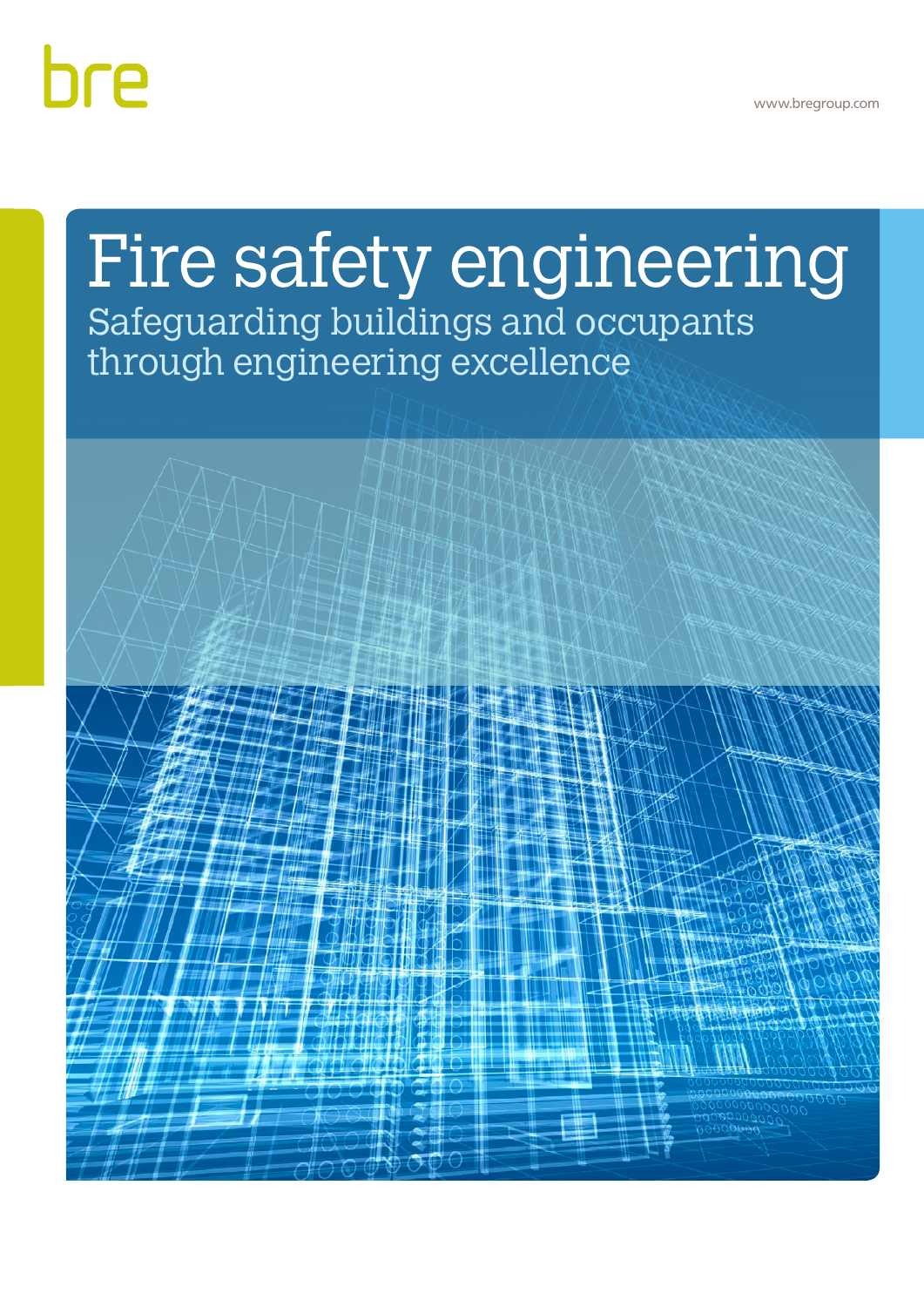bre

www.bregroup.com

# Fire safety engineering

## Safeguarding buildings and occupants through engineering excellence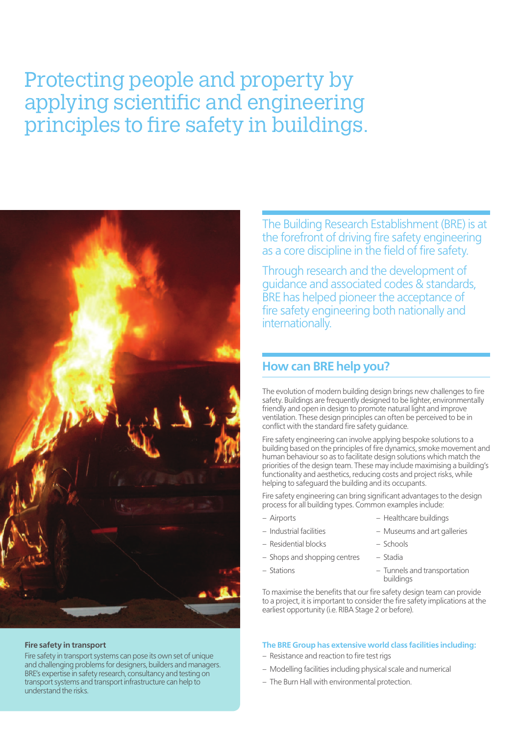# Protecting people and property by applying scientific and engineering principles to fire safety in buildings.

The Building Research Establishment (BRE) is at the forefront of driving fire safety engineering as a core discipline in the field of fire safety.

Through research and the development of guidance and associated codes & standards, BRE has helped pioneer the acceptance of fire safety engineering both nationally and internationally.

## How can BRE help you?

The evolution of modern building design brings new challenges to fire safety. Buildings are frequently designed to be lighter, environmentally friendly and open in design to promote natural light and improve ventilation. These design principles can often be perceived to be in conflict with the standard fire safety guidance.

Fire safety engineering can involve applying bespoke solutions to a building based on the principles of fire dynamics, smoke movement and human behaviour so as to facilitate design solutions which match the priorities of the design team. These may include maximising a building's functionality and aesthetics, reducing costs and project risks, while helping to safeguard the building and its occupants.

Fire safety engineering can bring significant advantages to the design process for all building types. Common examples include:

- Airports
- Industrial facilities
- Residential blocks
- Shops and shopping centres
- Stations
- Healthcare buildings
- Museums and art galleries
- Schools
- Stadia
- Tunnels and transportation buildings

To maximise the benefits that our fire safety design team can provide to a project, it is important to consider the fire safety implications at the earliest opportunity (i.e. RIBA Stage 2 or before).

**The BRE Group has extensive world class facilities including:**

- Resistance and reaction to fire test rigs
- Modelling facilities including physical scale and numerical
- The Burn Hall with environmental protection.

**Fire safety in transport**

Fire safety in transport systems can pose its own set of unique and challenging problems for designers, builders and managers. BRE's expertise in safety research, consultancy and testing on transport systems and transport infrastructure can help to understand the risks.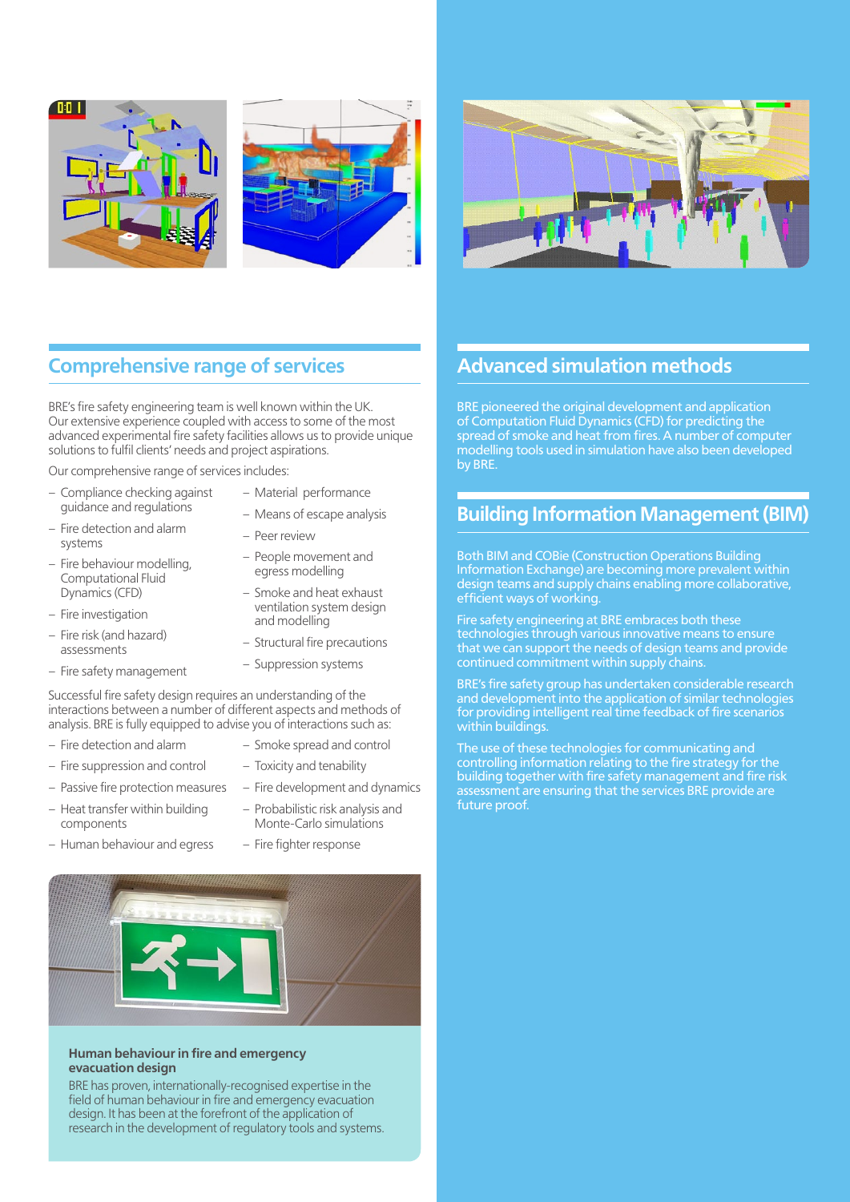## Comprehensive range of services

BRE's fire safety engineering team is well known within the UK. Our extensive experience coupled with access to some of the most advanced experimental fire safety facilities allows us to provide unique solutions to fulfil clients' needs and project aspirations.

Our comprehensive range of services includes:

- Compliance checking against guidance and regulations
- Fire detection and alarm systems
- Fire behaviour modelling, Computational Fluid Dynamics (CFD)
- Fire investigation
- Fire risk (and hazard) assessments
- Fire safety management
- Material performance
- Means of escape analysis
- Peer review
- People movement and egress modelling
- Smoke and heat exhaust ventilation system design and modelling
- Structural fire precautions
- Suppression systems

Successful fire safety design requires an understanding of the interactions between a number of different aspects and methods of analysis. BRE is fully equipped to advise you of interactions such as:

- Fire detection and alarm
- Fire suppression and control
- Passive fire protection measures
- Heat transfer within building components
- Human behaviour and egress
- Smoke spread and control
- Toxicity and tenability
- Fire development and dynamics
- Probabilistic risk analysis and Monte-Carlo simulations
- Fire fighter response

**Human behaviour in fire and emergency evacuation design**

BRE has proven, internationally-recognised expertise in the field of human behaviour in fire and emergency evacuation design. It has been at the forefront of the application of research in the development of regulatory tools and systems.

## Advanced simulation methods

BRE pioneered the original development and application of Computation Fluid Dynamics (CFD) for predicting the spread of smoke and heat from fires. A number of computer modelling tools used in simulation have also been developed by BRE.

## Building Information Management (BIM)

Both BIM and COBie (Construction Operations Building Information Exchange) are becoming more prevalent within design teams and supply chains enabling more collaborative, efficient ways of working.

Fire safety engineering at BRE embraces both these technologies through various innovative means to ensure that we can support the needs of design teams and provide continued commitment within supply chains.

BRE's fire safety group has undertaken considerable research and development into the application of similar technologies for providing intelligent real time feedback of fire scenarios within buildings.

The use of these technologies for communicating and controlling information relating to the fire strategy for the building together with fire safety management and fire risk assessment are ensuring that the services BRE provide are future proof.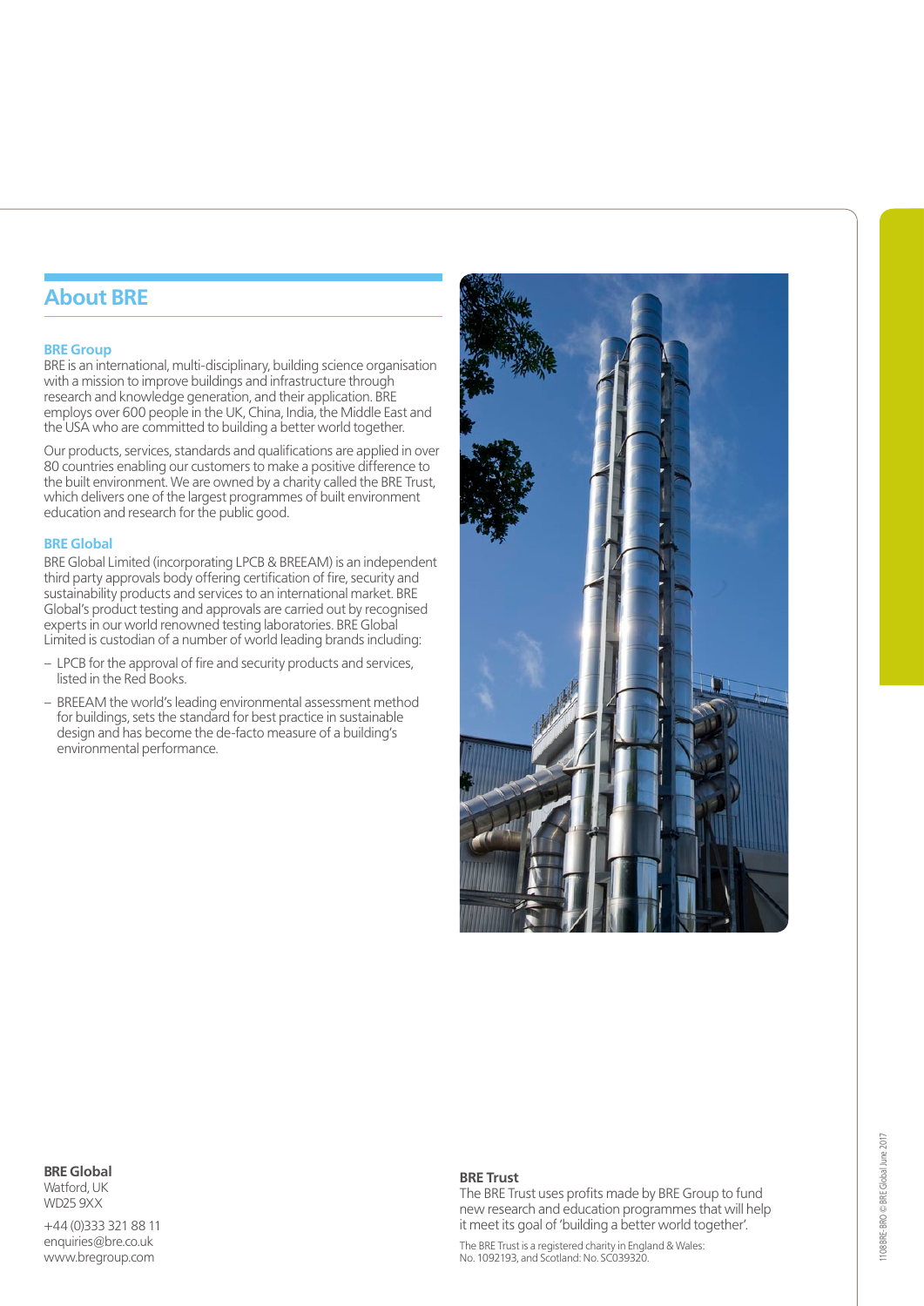## About BRE

### BRE Group

BRE is an international, multi-disciplinary, building science organisation with a mission to improve buildings and infrastructure through research and knowledge generation, and their application. BRE employs over 600 people in the UK, China, India, the Middle East and the USA who are committed to building a better world together.

Our products, services, standards and qualifications are applied in over 80 countries enabling our customers to make a positive difference to the built environment. We are owned by a charity called the BRE Trust, which delivers one of the largest programmes of built environment education and research for the public good.

### BRE Global

BRE Global Limited (incorporating LPCB & BREEAM) is an independent third party approvals body offering certification of fire, security and sustainability products and services to an international market. BRE Global's product testing and approvals are carried out by recognised experts in our world renowned testing laboratories. BRE Global Limited is custodian of a number of world leading brands including:

- LPCB for the approval of fire and security products and services, listed in the Red Books.
- BREEAM the world's leading environmental assessment method for buildings, sets the standard for best practice in sustainable design and has become the de-facto measure of a building's environmental performance.

**BRE Global**
Watford, UK
WD25 9XX

+44 (0)333 321 88 11
enquiries@bre.co.uk
www.bregroup.com

**BRE Trust**

The BRE Trust uses profits made by BRE Group to fund new research and education programmes that will help it meet its goal of 'building a better world together'.

The BRE Trust is a registered charity in England & Wales: No. 1092193, and Scotland: No. SC039320.

1108BRE-BRO © BRE Global June 2017